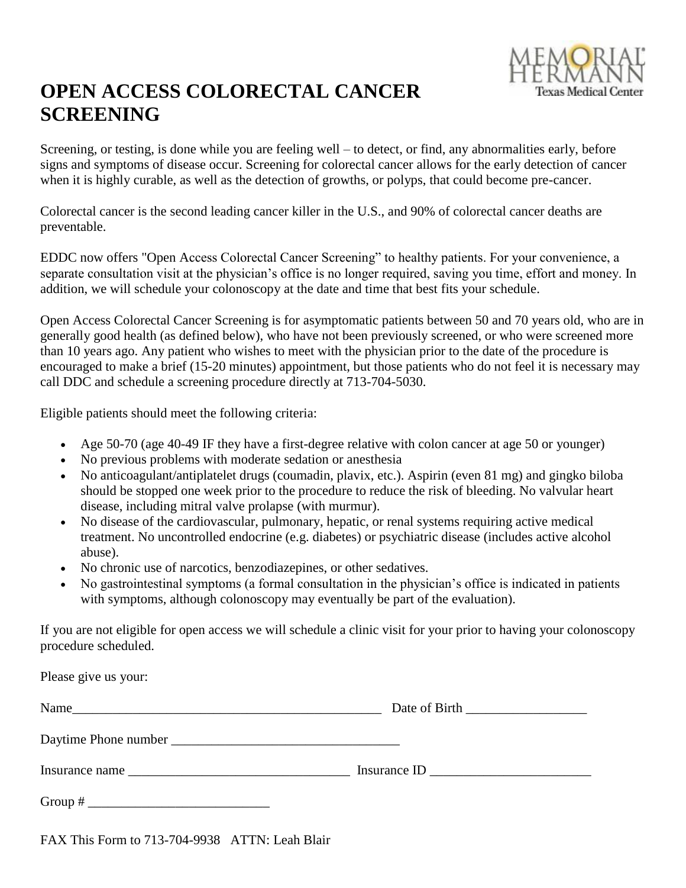# OPEN ACCESS COLORECTAL CANCER SCREENING

Screening, or testing, is done while you are feeling well – to detect, or find, any abnormalities early, before signs and symptoms of disease occur. Screening for colorectal cancer allows for the early detection of cancer when it is highly curable, as well as the detection of growths, or polyps, that could become pre-cancer.

Colorectal cancer is the second leading cancer killer in the U.S., and 90% of colorectal cancer deaths are preventable.

EDDC now offers "Open Access Colorectal Cancer Screening" to healthy patients. For your convenience, a separate consultation visit at the physician's office is no longer required, saving you time, effort and money. In addition, we will schedule your colonoscopy at the date and time that best fits your schedule.

Open Access Colorectal Cancer Screening is for asymptomatic patients between 50 and 70 years old, who are in generally good health (as defined below), who have not been previously screened, or who were screened more than 10 years ago. Any patient who wishes to meet with the physician prior to the date of the procedure is encouraged to make a brief (15-20 minutes) appointment, but those patients who do not feel it is necessary may call DDC and schedule a screening procedure directly at 713-704-5030.

Eligible patients should meet the following criteria:

- Age 50-70 (age 40-49 IF they have a first-degree relative with colon cancer at age 50 or younger)
- No previous problems with moderate sedation or anesthesia
- No anticoagulant/antiplatelet drugs (coumadin, plavix, etc.). Aspirin (even 81 mg) and gingko biloba should be stopped one week prior to the procedure to reduce the risk of bleeding. No valvular heart disease, including mitral valve prolapse (with murmur).
- No disease of the cardiovascular, pulmonary, hepatic, or renal systems requiring active medical treatment. No uncontrolled endocrine (e.g. diabetes) or psychiatric disease (includes active alcohol abuse).
- No chronic use of narcotics, benzodiazepines, or other sedatives.
- No gastrointestinal symptoms (a formal consultation in the physician's office is indicated in patients with symptoms, although colonoscopy may eventually be part of the evaluation).

If you are not eligible for open access we will schedule a clinic visit for your prior to having your colonoscopy procedure scheduled.

Please give us your:

Name_______________________________________________ Date of Birth __________________

Daytime Phone number __________________________________

Insurance name _________________________________ Insurance ID ________________________

Group # ___________________________

FAX This Form to 713-704-9938 ATTN: Leah Blair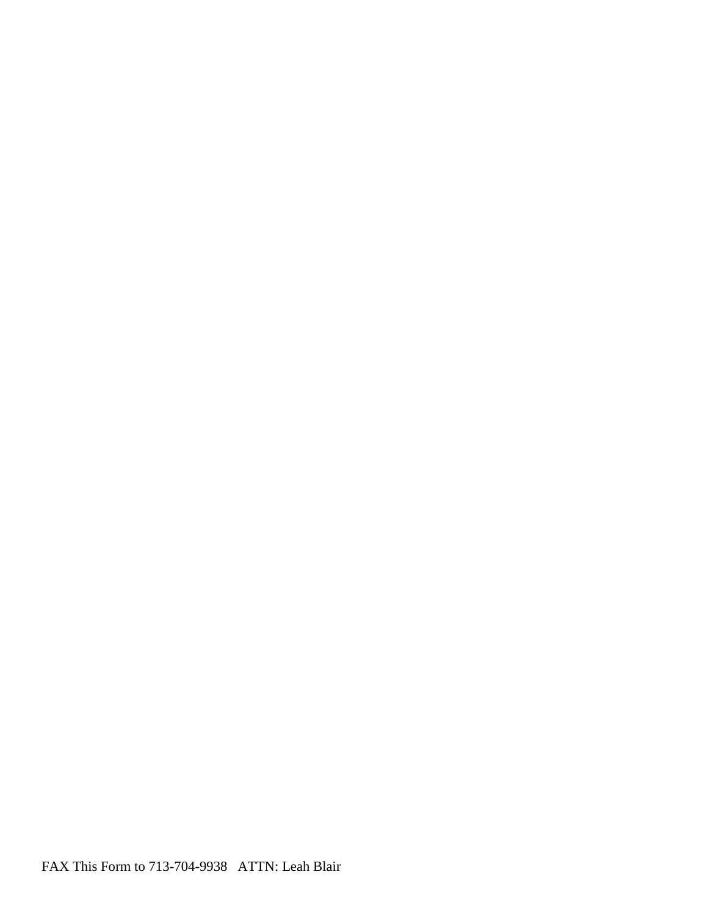FAX This Form to 713-704-9938   ATTN: Leah Blair